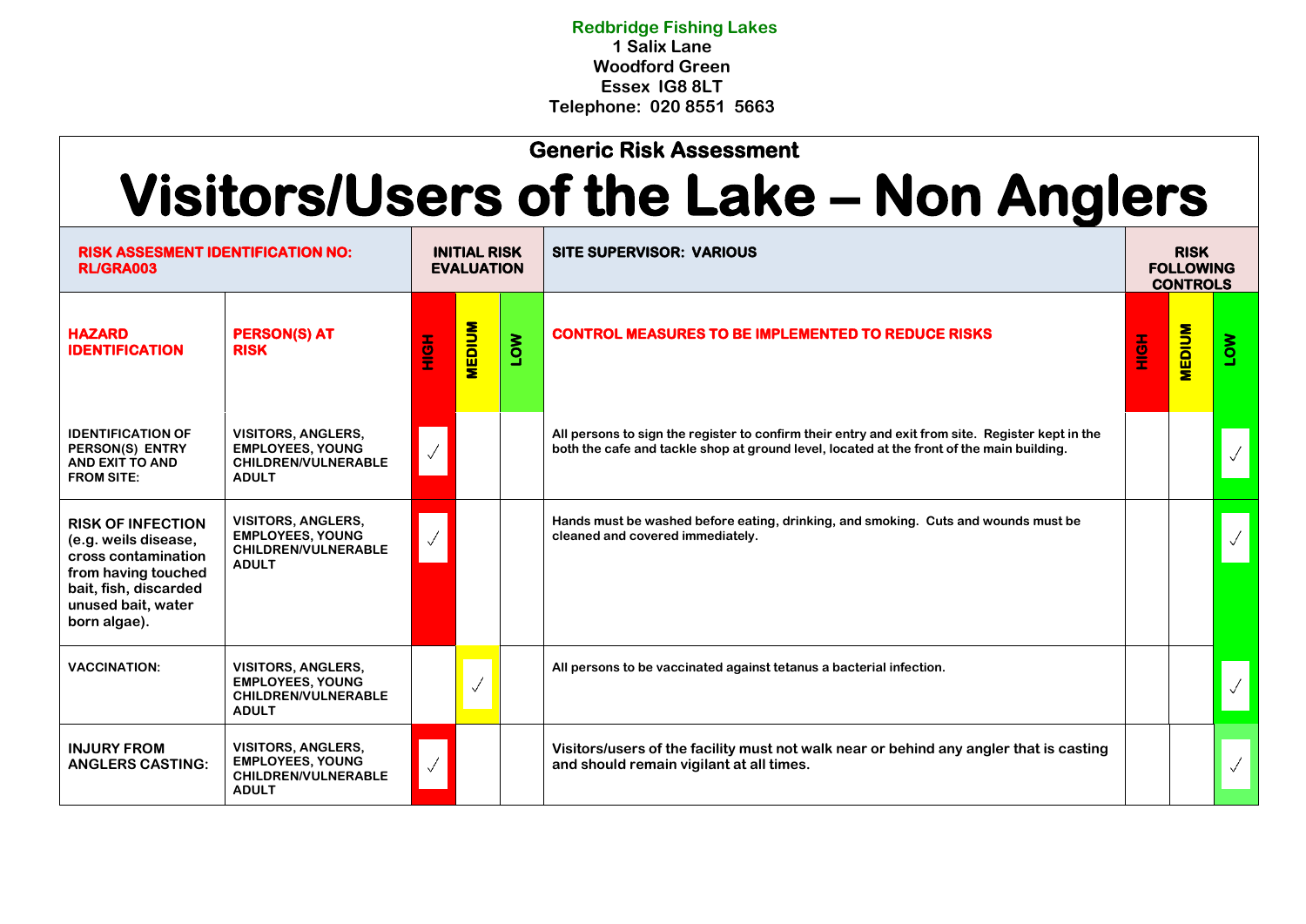**Redbridge Fishing Lakes**
**1 Salix Lane**
**Woodford Green**
**Essex IG8 8LT**
**Telephone: 020 8551 5663**

## Generic Risk Assessment

# Visitors/Users of the Lake – Non Anglers

| RISK ASSESMENT IDENTIFICATION NO: RL/GRA003 | | INITIAL RISK EVALUATION | | | SITE SUPERVISOR: VARIOUS | RISK FOLLOWING CONTROLS | | |
|---|---|---|---|---|---|---|---|---|
| **HAZARD IDENTIFICATION** | **PERSON(S) AT RISK** | **HIGH** | **MEDIUM** | **LOW** | **CONTROL MEASURES TO BE IMPLEMENTED TO REDUCE RISKS** | **HIGH** | **MEDIUM** | **LOW** |
| IDENTIFICATION OF PERSON(S) ENTRY AND EXIT TO AND FROM SITE: | VISITORS, ANGLERS, EMPLOYEES, YOUNG CHILDREN/VULNERABLE ADULT | ✓ | | | All persons to sign the register to confirm their entry and exit from site. Register kept in the both the cafe and tackle shop at ground level, located at the front of the main building. | | | ✓ |
| RISK OF INFECTION (e.g. weils disease, cross contamination from having touched bait, fish, discarded unused bait, water born algae). | VISITORS, ANGLERS, EMPLOYEES, YOUNG CHILDREN/VULNERABLE ADULT | ✓ | | | Hands must be washed before eating, drinking, and smoking. Cuts and wounds must be cleaned and covered immediately. | | | ✓ |
| VACCINATION: | VISITORS, ANGLERS, EMPLOYEES, YOUNG CHILDREN/VULNERABLE ADULT | | ✓ | | All persons to be vaccinated against tetanus a bacterial infection. | | | ✓ |
| INJURY FROM ANGLERS CASTING: | VISITORS, ANGLERS, EMPLOYEES, YOUNG CHILDREN/VULNERABLE ADULT | ✓ | | | Visitors/users of the facility must not walk near or behind any angler that is casting and should remain vigilant at all times. | | | ✓ |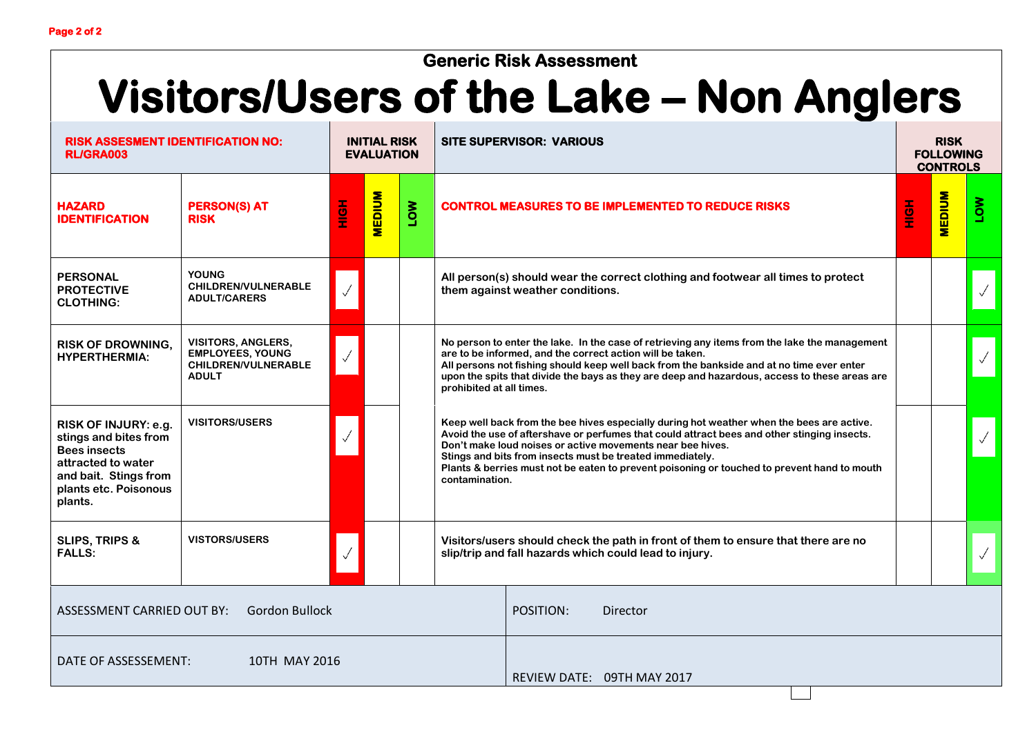## Generic Risk Assessment

# Visitors/Users of the Lake – Non Anglers

| RISK ASSESMENT IDENTIFICATION NO: RL/GRA003 | | INITIAL RISK EVALUATION | | | SITE SUPERVISOR: VARIOUS | RISK FOLLOWING CONTROLS | | |
|---|---|---|---|---|---|---|---|---|
| **HAZARD IDENTIFICATION** | **PERSON(S) AT RISK** | **HIGH** | **MEDIUM** | **LOW** | **CONTROL MEASURES TO BE IMPLEMENTED TO REDUCE RISKS** | **HIGH** | **MEDIUM** | **LOW** |
| **PERSONAL PROTECTIVE CLOTHING:** | YOUNG CHILDREN/VULNERABLE ADULT/CARERS | ✓ | | | All person(s) should wear the correct clothing and footwear all times to protect them against weather conditions. | | | ✓ |
| **RISK OF DROWNING, HYPERTHERMIA:** | VISITORS, ANGLERS, EMPLOYEES, YOUNG CHILDREN/VULNERABLE ADULT | ✓ | | | No person to enter the lake. In the case of retrieving any items from the lake the management are to be informed, and the correct action will be taken. All persons not fishing should keep well back from the bankside and at no time ever enter upon the spits that divide the bays as they are deep and hazardous, access to these areas are prohibited at all times. | | | ✓ |
| **RISK OF INJURY: e.g. stings and bites from Bees insects attracted to water and bait. Stings from plants etc. Poisonous plants.** | VISITORS/USERS | ✓ | | | Keep well back from the bee hives especially during hot weather when the bees are active. Avoid the use of aftershave or perfumes that could attract bees and other stinging insects. Don't make loud noises or active movements near bee hives. Stings and bits from insects must be treated immediately. Plants & berries must not be eaten to prevent poisoning or touched to prevent hand to mouth contamination. | | | ✓ |
| **SLIPS, TRIPS & FALLS:** | VISTORS/USERS | ✓ | | | Visitors/users should check the path in front of them to ensure that there are no slip/trip and fall hazards which could lead to injury. | | | ✓ |

| | |
|---|---|
| ASSESSMENT CARRIED OUT BY: Gordon Bullock | POSITION: Director |
| DATE OF ASSESSEMENT: 10TH MAY 2016 | REVIEW DATE: 09TH MAY 2017 |